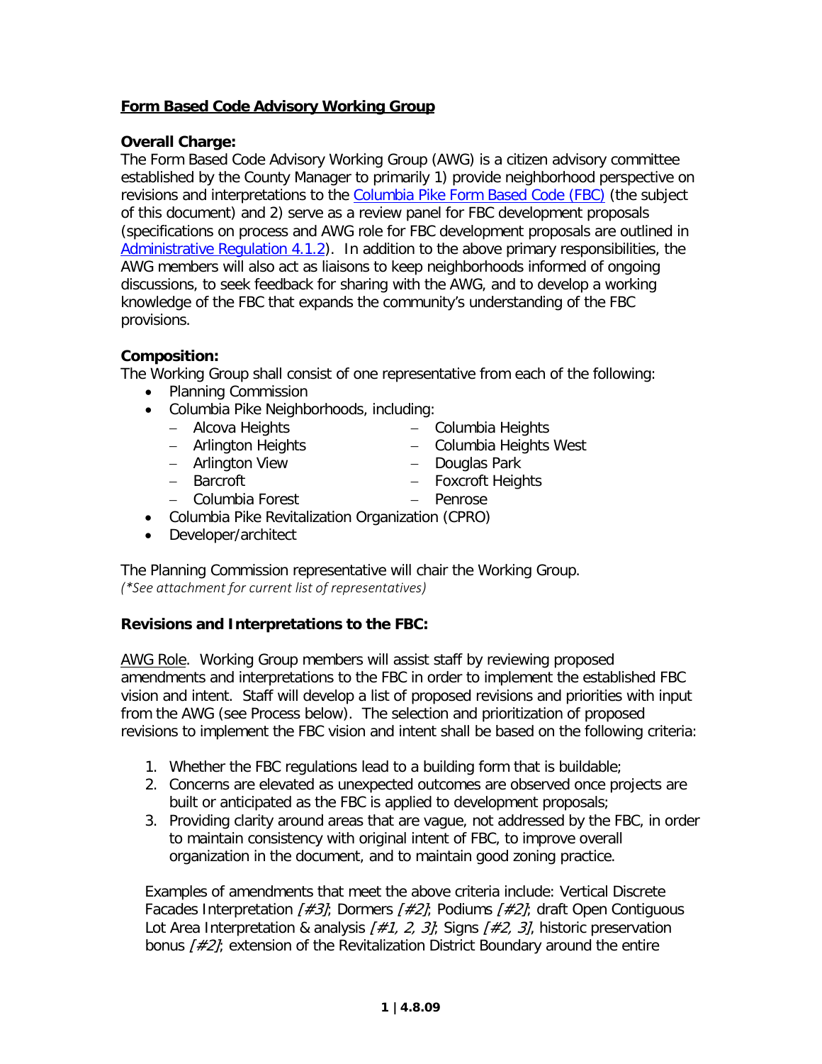## **Form Based Code Advisory Working Group**

**Overall Charge:**
The Form Based Code Advisory Working Group (AWG) is a citizen advisory committee established by the County Manager to primarily 1) provide neighborhood perspective on revisions and interpretations to the Columbia Pike Form Based Code (FBC) (the subject of this document) and 2) serve as a review panel for FBC development proposals (specifications on process and AWG role for FBC development proposals are outlined in Administrative Regulation 4.1.2). In addition to the above primary responsibilities, the AWG members will also act as liaisons to keep neighborhoods informed of ongoing discussions, to seek feedback for sharing with the AWG, and to develop a working knowledge of the FBC that expands the community's understanding of the FBC provisions.

**Composition:**
The Working Group shall consist of one representative from each of the following:

- Planning Commission
- Columbia Pike Neighborhoods, including:
  - Alcova Heights
  - Arlington Heights
  - Arlington View
  - Barcroft
  - Columbia Forest
  - Columbia Heights
  - Columbia Heights West
  - Douglas Park
  - Foxcroft Heights
  - Penrose
- Columbia Pike Revitalization Organization (CPRO)
- Developer/architect

The Planning Commission representative will chair the Working Group.
*(\*See attachment for current list of representatives)*

**Revisions and Interpretations to the FBC:**

AWG Role. Working Group members will assist staff by reviewing proposed amendments and interpretations to the FBC in order to implement the established FBC vision and intent. Staff will develop a list of proposed revisions and priorities with input from the AWG (see Process below). The selection and prioritization of proposed revisions to implement the FBC vision and intent shall be based on the following criteria:

1. Whether the FBC regulations lead to a building form that is buildable;
2. Concerns are elevated as unexpected outcomes are observed once projects are built or anticipated as the FBC is applied to development proposals;
3. Providing clarity around areas that are vague, not addressed by the FBC, in order to maintain consistency with original intent of FBC, to improve overall organization in the document, and to maintain good zoning practice.

Examples of amendments that meet the above criteria include: Vertical Discrete Facades Interpretation *[#3]*; Dormers *[#2]*; Podiums *[#2]*; draft Open Contiguous Lot Area Interpretation & analysis *[#1, 2, 3]*; Signs *[#2, 3]*, historic preservation bonus *[#2]*; extension of the Revitalization District Boundary around the entire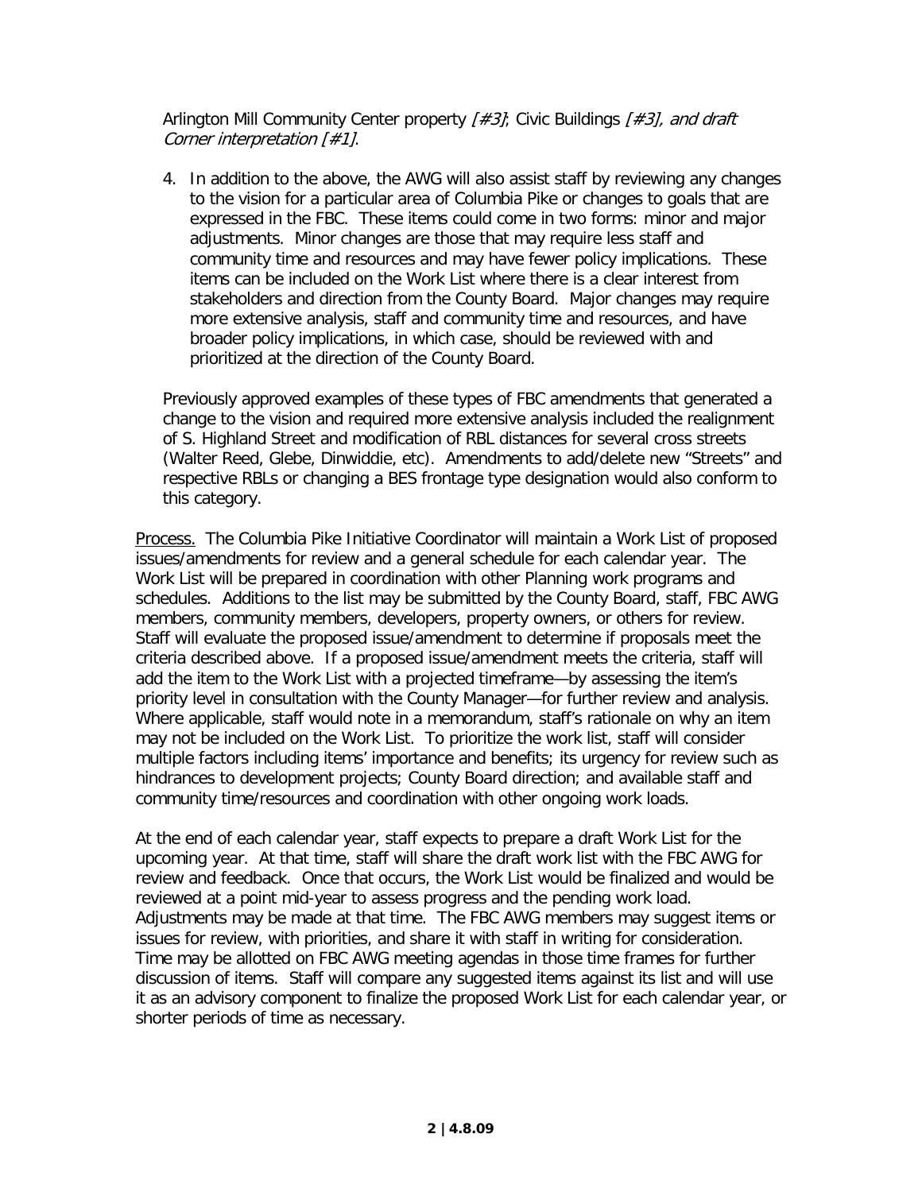Arlington Mill Community Center property *[#3]*; Civic Buildings *[#3], and draft Corner interpretation [#1]*.

4. In addition to the above, the AWG will also assist staff by reviewing any changes to the vision for a particular area of Columbia Pike or changes to goals that are expressed in the FBC. These items could come in two forms: minor and major adjustments. Minor changes are those that may require less staff and community time and resources and may have fewer policy implications. These items can be included on the Work List where there is a clear interest from stakeholders and direction from the County Board. Major changes may require more extensive analysis, staff and community time and resources, and have broader policy implications, in which case, should be reviewed with and prioritized at the direction of the County Board.

Previously approved examples of these types of FBC amendments that generated a change to the vision and required more extensive analysis included the realignment of S. Highland Street and modification of RBL distances for several cross streets (Walter Reed, Glebe, Dinwiddie, etc). Amendments to add/delete new "Streets" and respective RBLs or changing a BES frontage type designation would also conform to this category.

<u>Process.</u> The Columbia Pike Initiative Coordinator will maintain a Work List of proposed issues/amendments for review and a general schedule for each calendar year. The Work List will be prepared in coordination with other Planning work programs and schedules. Additions to the list may be submitted by the County Board, staff, FBC AWG members, community members, developers, property owners, or others for review. Staff will evaluate the proposed issue/amendment to determine if proposals meet the criteria described above. If a proposed issue/amendment meets the criteria, staff will add the item to the Work List with a projected timeframe—by assessing the item's priority level in consultation with the County Manager—for further review and analysis. Where applicable, staff would note in a memorandum, staff's rationale on why an item may not be included on the Work List. To prioritize the work list, staff will consider multiple factors including items' importance and benefits; its urgency for review such as hindrances to development projects; County Board direction; and available staff and community time/resources and coordination with other ongoing work loads.

At the end of each calendar year, staff expects to prepare a draft Work List for the upcoming year. At that time, staff will share the draft work list with the FBC AWG for review and feedback. Once that occurs, the Work List would be finalized and would be reviewed at a point mid-year to assess progress and the pending work load. Adjustments may be made at that time. The FBC AWG members may suggest items or issues for review, with priorities, and share it with staff in writing for consideration. Time may be allotted on FBC AWG meeting agendas in those time frames for further discussion of items. Staff will compare any suggested items against its list and will use it as an advisory component to finalize the proposed Work List for each calendar year, or shorter periods of time as necessary.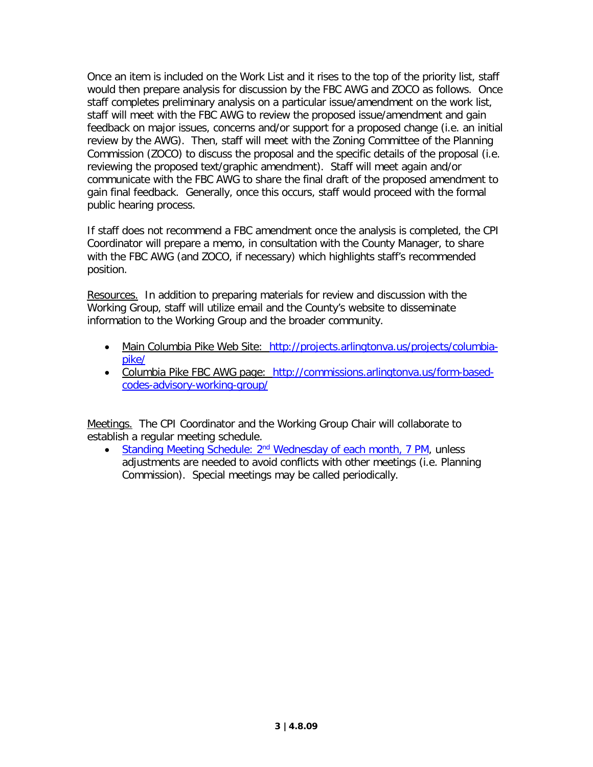Once an item is included on the Work List and it rises to the top of the priority list, staff would then prepare analysis for discussion by the FBC AWG and ZOCO as follows. Once staff completes preliminary analysis on a particular issue/amendment on the work list, staff will meet with the FBC AWG to review the proposed issue/amendment and gain feedback on major issues, concerns and/or support for a proposed change (i.e. an initial review by the AWG). Then, staff will meet with the Zoning Committee of the Planning Commission (ZOCO) to discuss the proposal and the specific details of the proposal (i.e. reviewing the proposed text/graphic amendment). Staff will meet again and/or communicate with the FBC AWG to share the final draft of the proposed amendment to gain final feedback. Generally, once this occurs, staff would proceed with the formal public hearing process.

If staff does not recommend a FBC amendment once the analysis is completed, the CPI Coordinator will prepare a memo, in consultation with the County Manager, to share with the FBC AWG (and ZOCO, if necessary) which highlights staff's recommended position.

Resources. In addition to preparing materials for review and discussion with the Working Group, staff will utilize email and the County's website to disseminate information to the Working Group and the broader community.

- Main Columbia Pike Web Site: [http://projects.arlingtonva.us/projects/columbia-pike/](http://projects.arlingtonva.us/projects/columbia-pike/)
- Columbia Pike FBC AWG page: [http://commissions.arlingtonva.us/form-based-codes-advisory-working-group/](http://commissions.arlingtonva.us/form-based-codes-advisory-working-group/)

Meetings. The CPI Coordinator and the Working Group Chair will collaborate to establish a regular meeting schedule.

- Standing Meeting Schedule: 2nd Wednesday of each month, 7 PM, unless adjustments are needed to avoid conflicts with other meetings (i.e. Planning Commission). Special meetings may be called periodically.